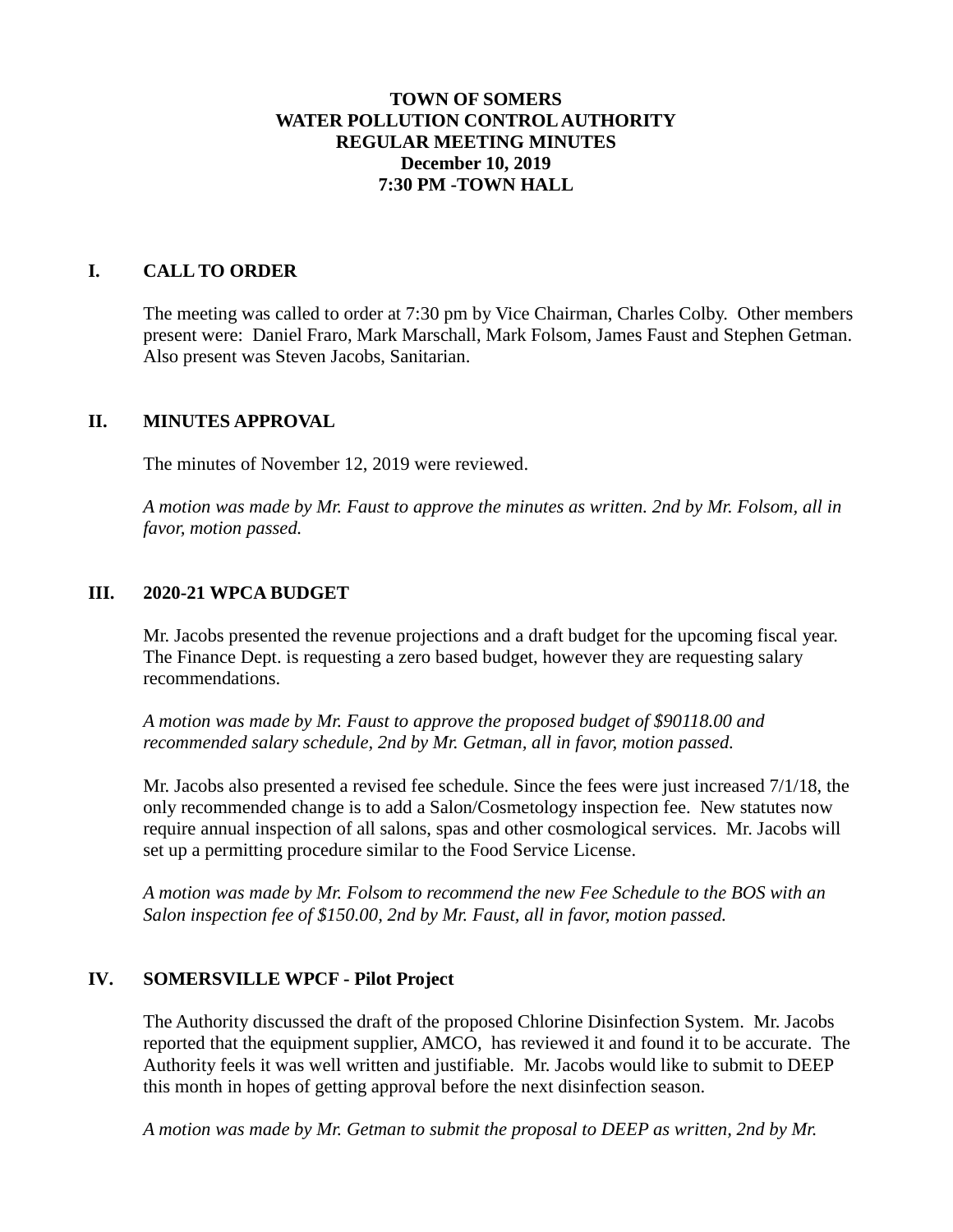**TOWN OF SOMERS**
**WATER POLLUTION CONTROL AUTHORITY**
**REGULAR MEETING MINUTES**
**December 10, 2019**
**7:30 PM -TOWN HALL**

## I. CALL TO ORDER

The meeting was called to order at 7:30 pm by Vice Chairman, Charles Colby. Other members present were: Daniel Fraro, Mark Marschall, Mark Folsom, James Faust and Stephen Getman. Also present was Steven Jacobs, Sanitarian.

## II. MINUTES APPROVAL

The minutes of November 12, 2019 were reviewed.

*A motion was made by Mr. Faust to approve the minutes as written. 2nd by Mr. Folsom, all in favor, motion passed.*

## III. 2020-21 WPCA BUDGET

Mr. Jacobs presented the revenue projections and a draft budget for the upcoming fiscal year. The Finance Dept. is requesting a zero based budget, however they are requesting salary recommendations.

*A motion was made by Mr. Faust to approve the proposed budget of $90118.00 and recommended salary schedule, 2nd by Mr. Getman, all in favor, motion passed.*

Mr. Jacobs also presented a revised fee schedule. Since the fees were just increased 7/1/18, the only recommended change is to add a Salon/Cosmetology inspection fee. New statutes now require annual inspection of all salons, spas and other cosmological services. Mr. Jacobs will set up a permitting procedure similar to the Food Service License.

*A motion was made by Mr. Folsom to recommend the new Fee Schedule to the BOS with an Salon inspection fee of $150.00, 2nd by Mr. Faust, all in favor, motion passed.*

## IV. SOMERSVILLE WPCF - Pilot Project

The Authority discussed the draft of the proposed Chlorine Disinfection System. Mr. Jacobs reported that the equipment supplier, AMCO, has reviewed it and found it to be accurate. The Authority feels it was well written and justifiable. Mr. Jacobs would like to submit to DEEP this month in hopes of getting approval before the next disinfection season.

*A motion was made by Mr. Getman to submit the proposal to DEEP as written, 2nd by Mr.*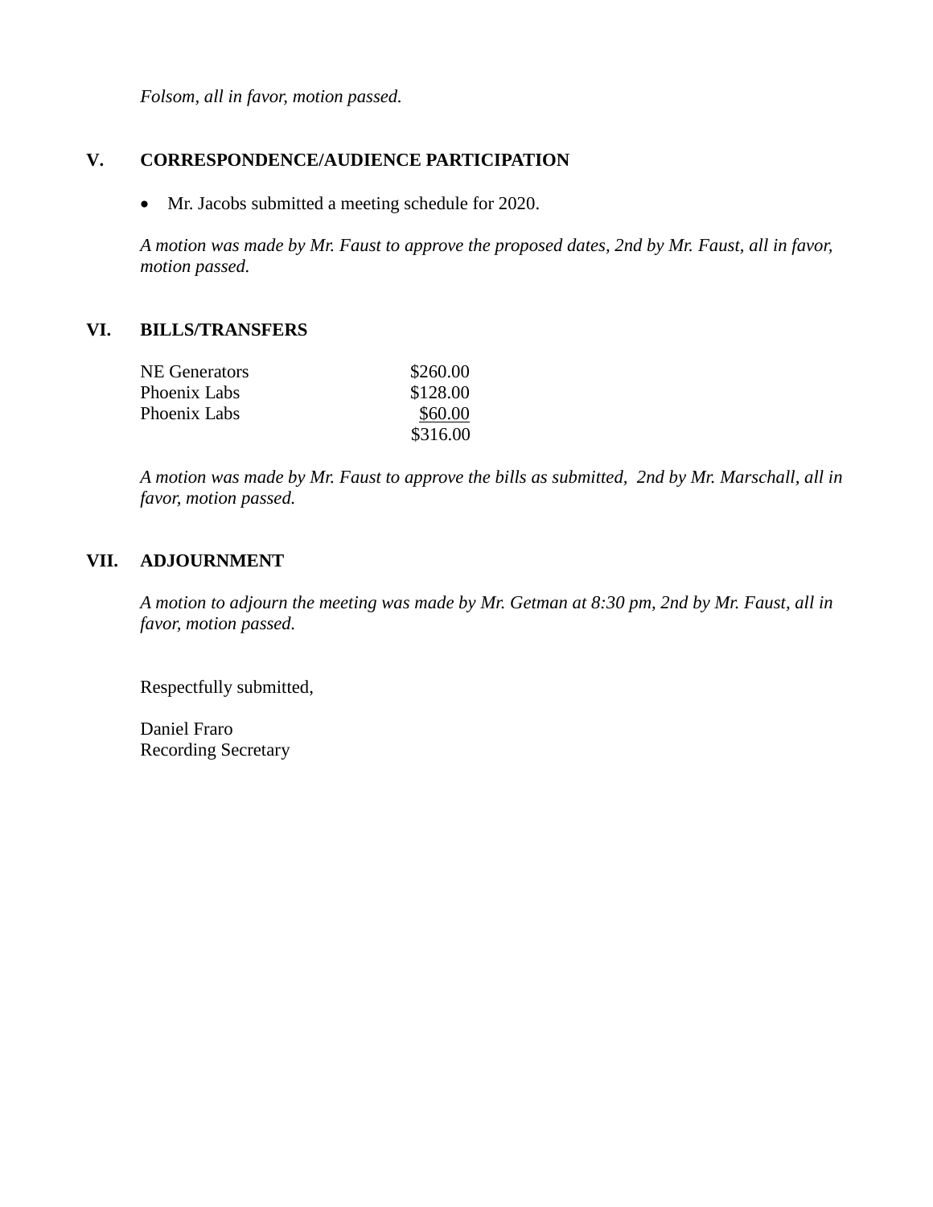*Folsom, all in favor, motion passed.*

## V. CORRESPONDENCE/AUDIENCE PARTICIPATION

- Mr. Jacobs submitted a meeting schedule for 2020.

*A motion was made by Mr. Faust to approve the proposed dates, 2nd by Mr. Faust, all in favor, motion passed.*

## VI. BILLS/TRANSFERS

| | |
|---|---|
| NE Generators | $260.00 |
| Phoenix Labs | $128.00 |
| Phoenix Labs | $60.00 |
| | $316.00 |

*A motion was made by Mr. Faust to approve the bills as submitted, 2nd by Mr. Marschall, all in favor, motion passed.*

## VII. ADJOURNMENT

*A motion to adjourn the meeting was made by Mr. Getman at 8:30 pm, 2nd by Mr. Faust, all in favor, motion passed.*

Respectfully submitted,

Daniel Fraro
Recording Secretary